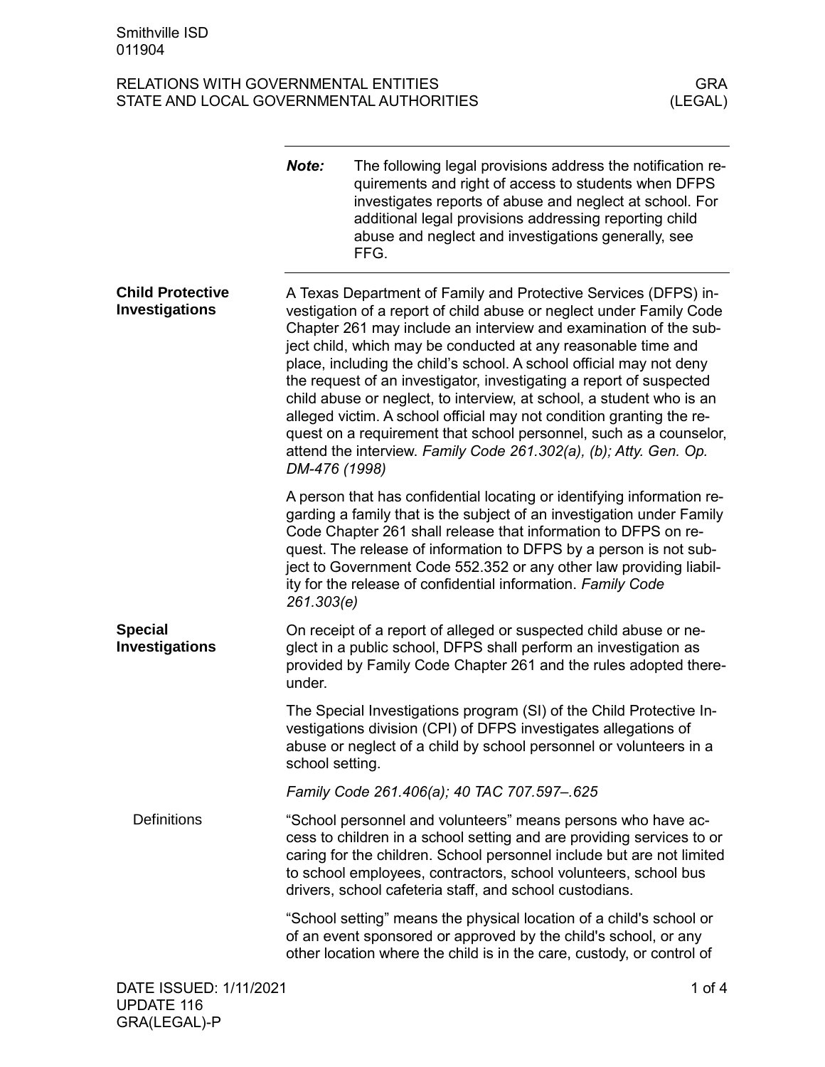**Note:** The following legal provisions address the notification requirements and right of access to students when DFPS investigates reports of abuse and neglect at school. For additional legal provisions addressing reporting child abuse and neglect and investigations generally, see FFG.

## Child Protective Investigations

A Texas Department of Family and Protective Services (DFPS) investigation of a report of child abuse or neglect under Family Code Chapter 261 may include an interview and examination of the subject child, which may be conducted at any reasonable time and place, including the child's school. A school official may not deny the request of an investigator, investigating a report of suspected child abuse or neglect, to interview, at school, a student who is an alleged victim. A school official may not condition granting the request on a requirement that school personnel, such as a counselor, attend the interview. *Family Code 261.302(a), (b); Atty. Gen. Op. DM-476 (1998)*

A person that has confidential locating or identifying information regarding a family that is the subject of an investigation under Family Code Chapter 261 shall release that information to DFPS on request. The release of information to DFPS by a person is not subject to Government Code 552.352 or any other law providing liability for the release of confidential information. *Family Code 261.303(e)*

## Special Investigations

On receipt of a report of alleged or suspected child abuse or neglect in a public school, DFPS shall perform an investigation as provided by Family Code Chapter 261 and the rules adopted thereunder.

The Special Investigations program (SI) of the Child Protective Investigations division (CPI) of DFPS investigates allegations of abuse or neglect of a child by school personnel or volunteers in a school setting.

*Family Code 261.406(a); 40 TAC 707.597–.625*

### Definitions

"School personnel and volunteers" means persons who have access to children in a school setting and are providing services to or caring for the children. School personnel include but are not limited to school employees, contractors, school volunteers, school bus drivers, school cafeteria staff, and school custodians.

"School setting" means the physical location of a child's school or of an event sponsored or approved by the child's school, or any other location where the child is in the care, custody, or control of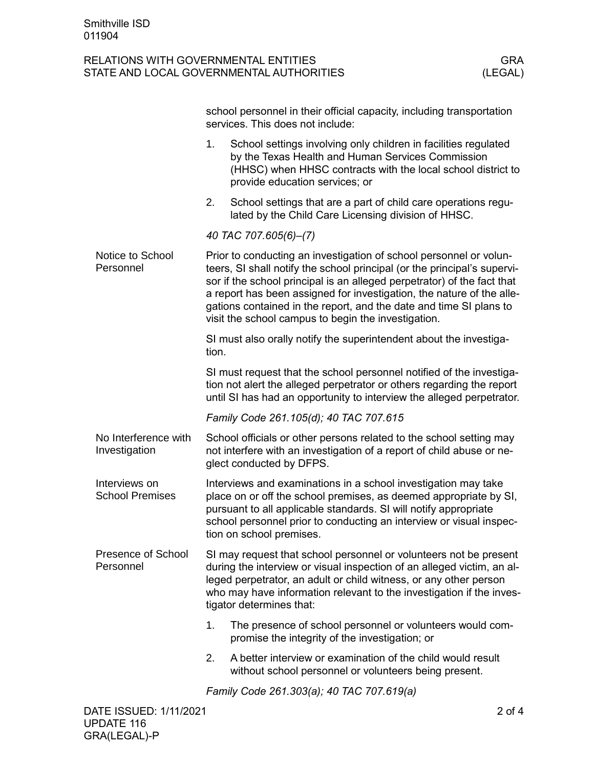school personnel in their official capacity, including transportation services. This does not include:

1. School settings involving only children in facilities regulated by the Texas Health and Human Services Commission (HHSC) when HHSC contracts with the local school district to provide education services; or
2. School settings that are a part of child care operations regulated by the Child Care Licensing division of HHSC.

*40 TAC 707.605(6)–(7)*

### Notice to School Personnel

Prior to conducting an investigation of school personnel or volunteers, SI shall notify the school principal (or the principal's supervisor if the school principal is an alleged perpetrator) of the fact that a report has been assigned for investigation, the nature of the allegations contained in the report, and the date and time SI plans to visit the school campus to begin the investigation.

SI must also orally notify the superintendent about the investigation.

SI must request that the school personnel notified of the investigation not alert the alleged perpetrator or others regarding the report until SI has had an opportunity to interview the alleged perpetrator.

*Family Code 261.105(d); 40 TAC 707.615*

### No Interference with Investigation

School officials or other persons related to the school setting may not interfere with an investigation of a report of child abuse or neglect conducted by DFPS.

### Interviews on School Premises

Interviews and examinations in a school investigation may take place on or off the school premises, as deemed appropriate by SI, pursuant to all applicable standards. SI will notify appropriate school personnel prior to conducting an interview or visual inspection on school premises.

### Presence of School Personnel

SI may request that school personnel or volunteers not be present during the interview or visual inspection of an alleged victim, an alleged perpetrator, an adult or child witness, or any other person who may have information relevant to the investigation if the investigator determines that:

1. The presence of school personnel or volunteers would compromise the integrity of the investigation; or
2. A better interview or examination of the child would result without school personnel or volunteers being present.

*Family Code 261.303(a); 40 TAC 707.619(a)*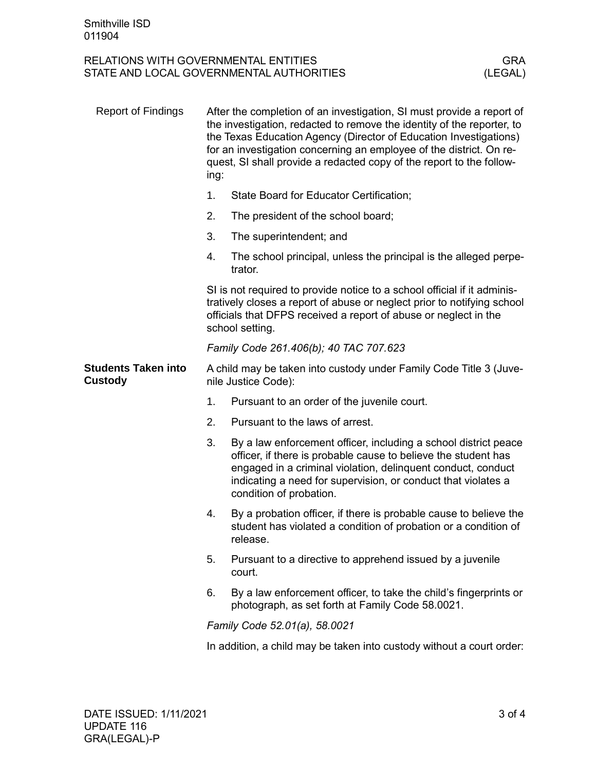## Report of Findings

After the completion of an investigation, SI must provide a report of the investigation, redacted to remove the identity of the reporter, to the Texas Education Agency (Director of Education Investigations) for an investigation concerning an employee of the district. On request, SI shall provide a redacted copy of the report to the following:

1. State Board for Educator Certification;
2. The president of the school board;
3. The superintendent; and
4. The school principal, unless the principal is the alleged perpetrator.

SI is not required to provide notice to a school official if it administratively closes a report of abuse or neglect prior to notifying school officials that DFPS received a report of abuse or neglect in the school setting.

*Family Code 261.406(b); 40 TAC 707.623*

## Students Taken into Custody

A child may be taken into custody under Family Code Title 3 (Juvenile Justice Code):

1. Pursuant to an order of the juvenile court.
2. Pursuant to the laws of arrest.
3. By a law enforcement officer, including a school district peace officer, if there is probable cause to believe the student has engaged in a criminal violation, delinquent conduct, conduct indicating a need for supervision, or conduct that violates a condition of probation.
4. By a probation officer, if there is probable cause to believe the student has violated a condition of probation or a condition of release.
5. Pursuant to a directive to apprehend issued by a juvenile court.
6. By a law enforcement officer, to take the child's fingerprints or photograph, as set forth at Family Code 58.0021.

*Family Code 52.01(a), 58.0021*

In addition, a child may be taken into custody without a court order: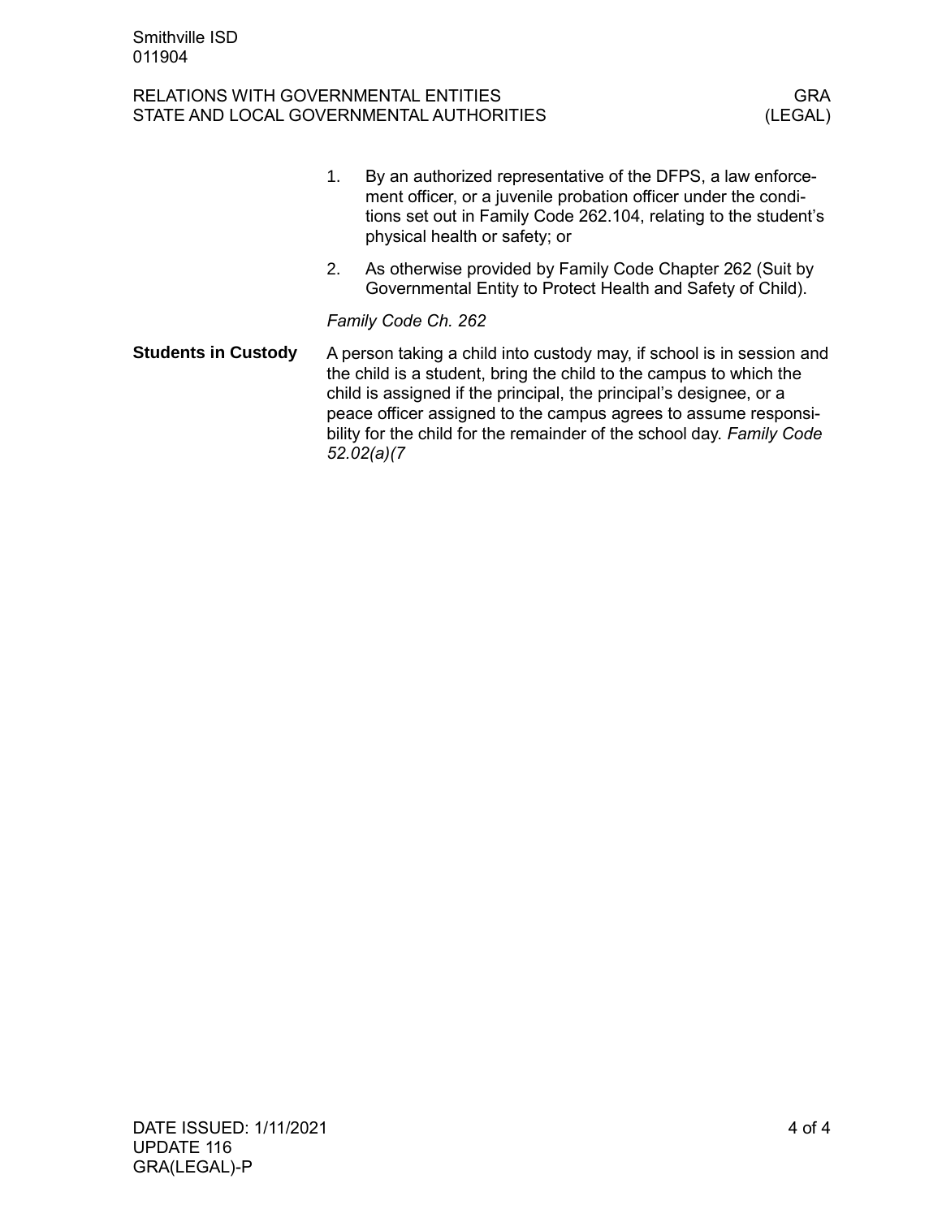1. By an authorized representative of the DFPS, a law enforcement officer, or a juvenile probation officer under the conditions set out in Family Code 262.104, relating to the student's physical health or safety; or
2. As otherwise provided by Family Code Chapter 262 (Suit by Governmental Entity to Protect Health and Safety of Child).

*Family Code Ch. 262*

**Students in Custody**

A person taking a child into custody may, if school is in session and the child is a student, bring the child to the campus to which the child is assigned if the principal, the principal's designee, or a peace officer assigned to the campus agrees to assume responsibility for the child for the remainder of the school day. *Family Code 52.02(a)(7*